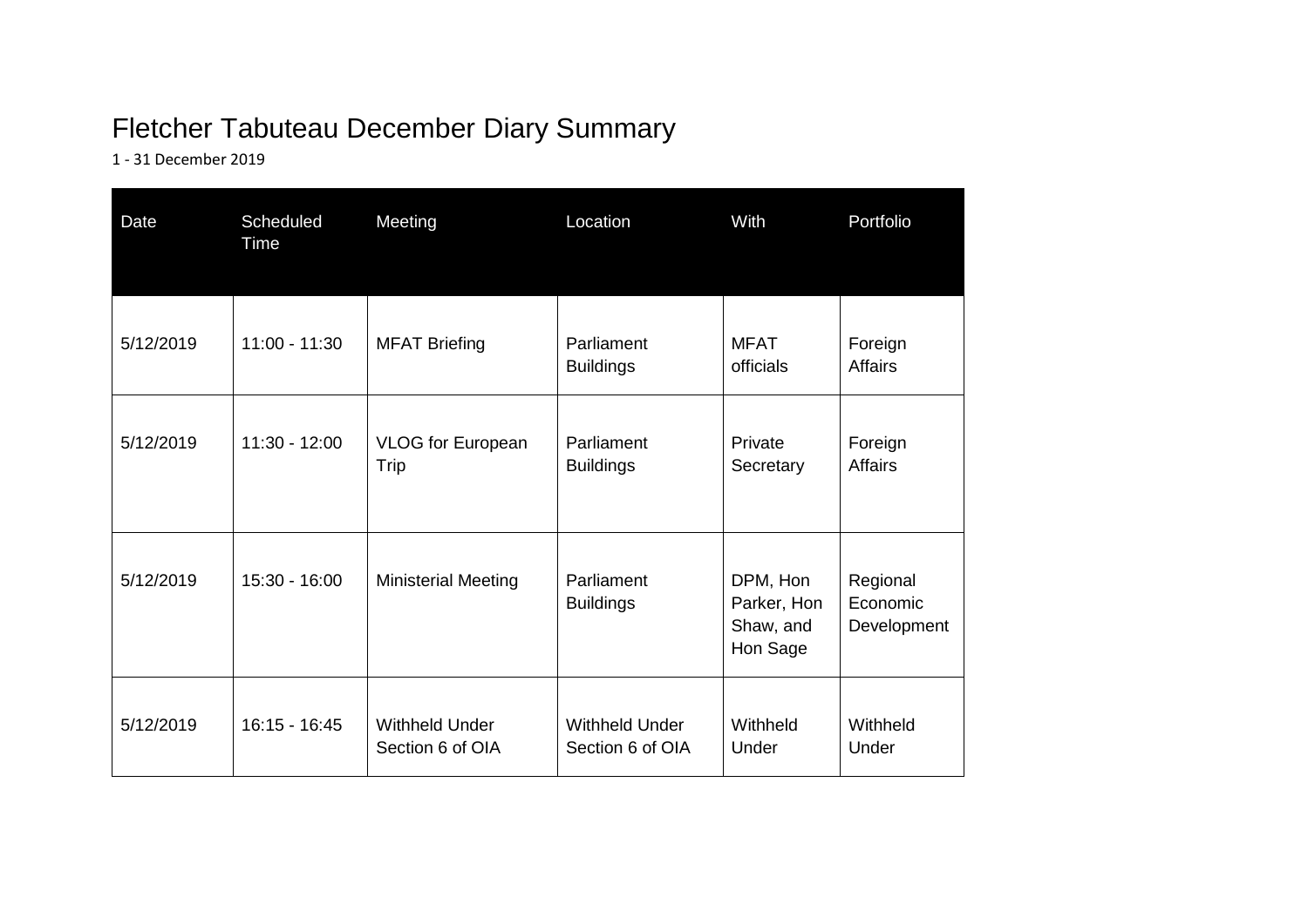# Fletcher Tabuteau December Diary Summary

1 - 31 December 2019

| Date | Scheduled Time | Meeting | Location | With | Portfolio |
| --- | --- | --- | --- | --- | --- |
| 5/12/2019 | 11:00 - 11:30 | MFAT Briefing | Parliament Buildings | MFAT officials | Foreign Affairs |
| 5/12/2019 | 11:30 - 12:00 | VLOG for European Trip | Parliament Buildings | Private Secretary | Foreign Affairs |
| 5/12/2019 | 15:30 - 16:00 | Ministerial Meeting | Parliament Buildings | DPM, Hon Parker, Hon Shaw, and Hon Sage | Regional Economic Development |
| 5/12/2019 | 16:15 - 16:45 | Withheld Under Section 6 of OIA | Withheld Under Section 6 of OIA | Withheld Under | Withheld Under |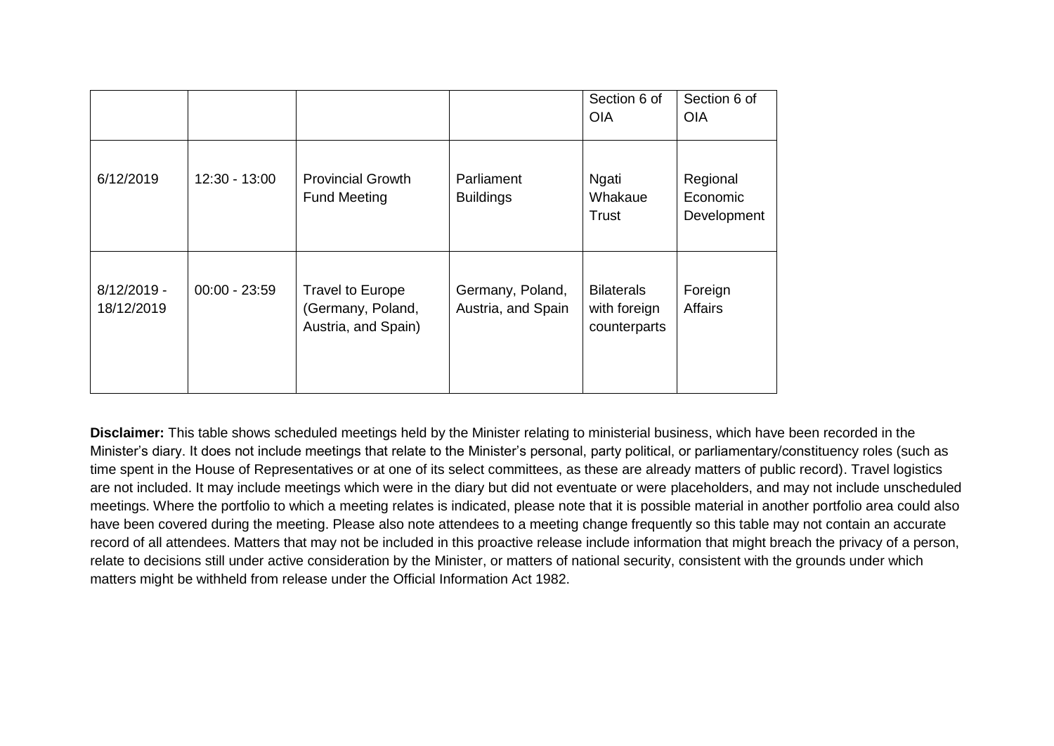| | | | | | |
|---|---|---|---|---|---|
| | | | | Section 6 of OIA | Section 6 of OIA |
| 6/12/2019 | 12:30 - 13:00 | Provincial Growth Fund Meeting | Parliament Buildings | Ngati Whakaue Trust | Regional Economic Development |
| 8/12/2019 - 18/12/2019 | 00:00 - 23:59 | Travel to Europe (Germany, Poland, Austria, and Spain) | Germany, Poland, Austria, and Spain | Bilaterals with foreign counterparts | Foreign Affairs |

**Disclaimer:** This table shows scheduled meetings held by the Minister relating to ministerial business, which have been recorded in the Minister's diary. It does not include meetings that relate to the Minister's personal, party political, or parliamentary/constituency roles (such as time spent in the House of Representatives or at one of its select committees, as these are already matters of public record). Travel logistics are not included. It may include meetings which were in the diary but did not eventuate or were placeholders, and may not include unscheduled meetings. Where the portfolio to which a meeting relates is indicated, please note that it is possible material in another portfolio area could also have been covered during the meeting. Please also note attendees to a meeting change frequently so this table may not contain an accurate record of all attendees. Matters that may not be included in this proactive release include information that might breach the privacy of a person, relate to decisions still under active consideration by the Minister, or matters of national security, consistent with the grounds under which matters might be withheld from release under the Official Information Act 1982.